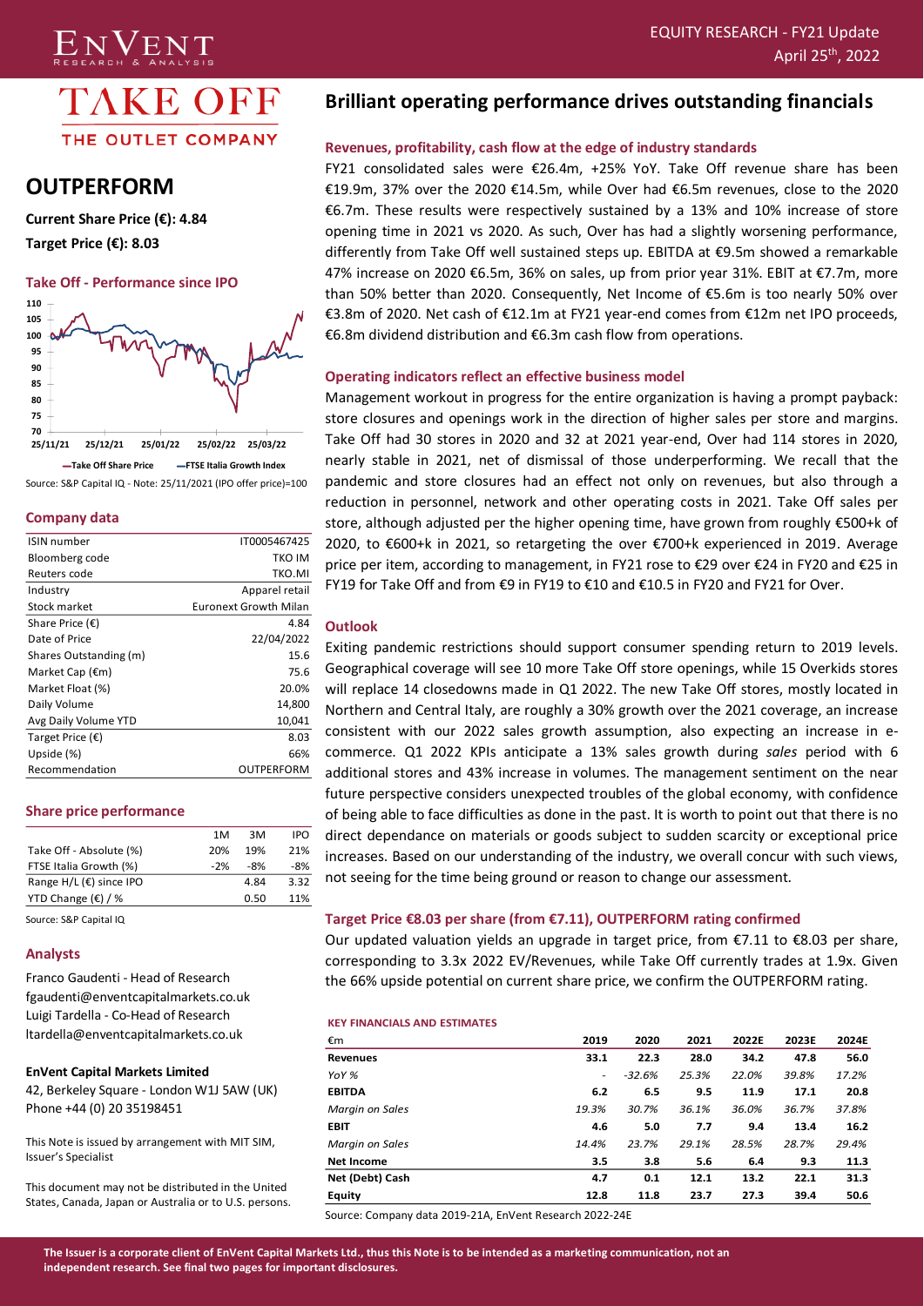# TAKE OFF

THE OUTLET COMPANY

EQUITY RESEARCH - FY21 Update

April 25th, 2022

## OUTPERFORM

**Current Share Price (€): 4.84**

**Target Price (€): 8.03**

### Take Off - Performance since IPO

—Take Off Share Price —FTSE Italia Growth Index

Source: S&P Capital IQ - Note: 25/11/2021 (IPO offer price)=100

### Company data

| | |
|---|---|
| ISIN number | IT0005467425 |
| Bloomberg code | TKO IM |
| Reuters code | TKO.MI |
| Industry | Apparel retail |
| Stock market | Euronext Growth Milan |
| Share Price (€) | 4.84 |
| Date of Price | 22/04/2022 |
| Shares Outstanding (m) | 15.6 |
| Market Cap (€m) | 75.6 |
| Market Float (%) | 20.0% |
| Daily Volume | 14,800 |
| Avg Daily Volume YTD | 10,041 |
| Target Price (€) | 8.03 |
| Upside (%) | 66% |
| Recommendation | OUTPERFORM |

### Share price performance

| | 1M | 3M | IPO |
|---|---|---|---|
| Take Off - Absolute (%) | 20% | 19% | 21% |
| FTSE Italia Growth (%) | -2% | -8% | -8% |
| Range H/L (€) since IPO | | 4.84 | 3.32 |
| YTD Change (€) / % | | 0.50 | 11% |

Source: S&P Capital IQ

### Analysts

Franco Gaudenti - Head of Research
fgaudenti@enventcapitalmarkets.co.uk
Luigi Tardella - Co-Head of Research
ltardella@enventcapitalmarkets.co.uk

**EnVent Capital Markets Limited**
42, Berkeley Square - London W1J 5AW (UK)
Phone +44 (0) 20 35198451

This Note is issued by arrangement with MIT SIM, Issuer's Specialist

This document may not be distributed in the United States, Canada, Japan or Australia or to U.S. persons.

# Brilliant operating performance drives outstanding financials

### Revenues, profitability, cash flow at the edge of industry standards

FY21 consolidated sales were €26.4m, +25% YoY. Take Off revenue share has been €19.9m, 37% over the 2020 €14.5m, while Over had €6.5m revenues, close to the 2020 €6.7m. These results were respectively sustained by a 13% and 10% increase of store opening time in 2021 vs 2020. As such, Over has had a slightly worsening performance, differently from Take Off well sustained steps up. EBITDA at €9.5m showed a remarkable 47% increase on 2020 €6.5m, 36% on sales, up from prior year 31%. EBIT at €7.7m, more than 50% better than 2020. Consequently, Net Income of €5.6m is too nearly 50% over €3.8m of 2020. Net cash of €12.1m at FY21 year-end comes from €12m net IPO proceeds, €6.8m dividend distribution and €6.3m cash flow from operations.

### Operating indicators reflect an effective business model

Management workout in progress for the entire organization is having a prompt payback: store closures and openings work in the direction of higher sales per store and margins. Take Off had 30 stores in 2020 and 32 at 2021 year-end, Over had 114 stores in 2020, nearly stable in 2021, net of dismissal of those underperforming. We recall that the pandemic and store closures had an effect not only on revenues, but also through a reduction in personnel, network and other operating costs in 2021. Take Off sales per store, although adjusted per the higher opening time, have grown from roughly €500+k of 2020, to €600+k in 2021, so retargeting the over €700+k experienced in 2019. Average price per item, according to management, in FY21 rose to €29 over €24 in FY20 and €25 in FY19 for Take Off and from €9 in FY19 to €10 and €10.5 in FY20 and FY21 for Over.

### Outlook

Exiting pandemic restrictions should support consumer spending return to 2019 levels. Geographical coverage will see 10 more Take Off store openings, while 15 Overkids stores will replace 14 closedowns made in Q1 2022. The new Take Off stores, mostly located in Northern and Central Italy, are roughly a 30% growth over the 2021 coverage, an increase consistent with our 2022 sales growth assumption, also expecting an increase in e-commerce. Q1 2022 KPIs anticipate a 13% sales growth during *sales* period with 6 additional stores and 43% increase in volumes. The management sentiment on the near future perspective considers unexpected troubles of the global economy, with confidence of being able to face difficulties as done in the past. It is worth to point out that there is no direct dependance on materials or goods subject to sudden scarcity or exceptional price increases. Based on our understanding of the industry, we overall concur with such views, not seeing for the time being ground or reason to change our assessment.

### Target Price €8.03 per share (from €7.11), OUTPERFORM rating confirmed

Our updated valuation yields an upgrade in target price, from €7.11 to €8.03 per share, corresponding to 3.3x 2022 EV/Revenues, while Take Off currently trades at 1.9x. Given the 66% upside potential on current share price, we confirm the OUTPERFORM rating.

#### KEY FINANCIALS AND ESTIMATES

| €m | 2019 | 2020 | 2021 | 2022E | 2023E | 2024E |
|---|---|---|---|---|---|---|
| **Revenues** | 33.1 | 22.3 | 28.0 | 34.2 | 47.8 | 56.0 |
| *YoY %* | - | -32.6% | 25.3% | 22.0% | 39.8% | 17.2% |
| **EBITDA** | 6.2 | 6.5 | 9.5 | 11.9 | 17.1 | 20.8 |
| *Margin on Sales* | 19.3% | 30.7% | 36.1% | 36.0% | 36.7% | 37.8% |
| **EBIT** | 4.6 | 5.0 | 7.7 | 9.4 | 13.4 | 16.2 |
| *Margin on Sales* | 14.4% | 23.7% | 29.1% | 28.5% | 28.7% | 29.4% |
| **Net Income** | 3.5 | 3.8 | 5.6 | 6.4 | 9.3 | 11.3 |
| **Net (Debt) Cash** | 4.7 | 0.1 | 12.1 | 13.2 | 22.1 | 31.3 |
| **Equity** | 12.8 | 11.8 | 23.7 | 27.3 | 39.4 | 50.6 |

Source: Company data 2019-21A, EnVent Research 2022-24E

**The Issuer is a corporate client of EnVent Capital Markets Ltd., thus this Note is to be intended as a marketing communication, not an independent research. See final two pages for important disclosures.**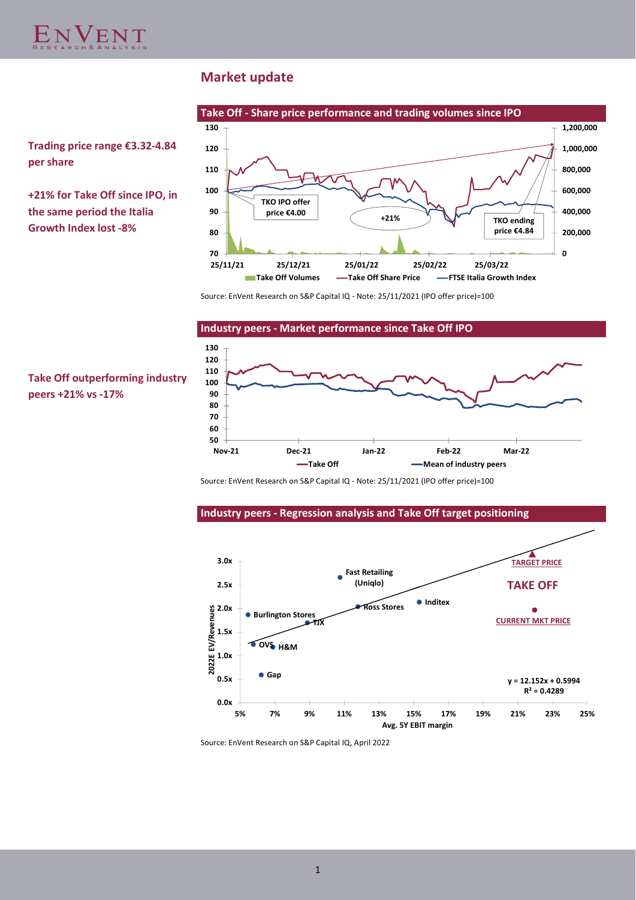## Market update

**Trading price range €3.32-4.84 per share**

**+21% for Take Off since IPO, in the same period the Italia Growth Index lost -8%**

**Take Off - Share price performance and trading volumes since IPO**

Source: EnVent Research on S&P Capital IQ - Note: 25/11/2021 (IPO offer price)=100

**Take Off outperforming industry peers +21% vs -17%**

**Industry peers - Market performance since Take Off IPO**

Source: EnVent Research on S&P Capital IQ - Note: 25/11/2021 (IPO offer price)=100

**Industry peers - Regression analysis and Take Off target positioning**

Source: EnVent Research on S&P Capital IQ, April 2022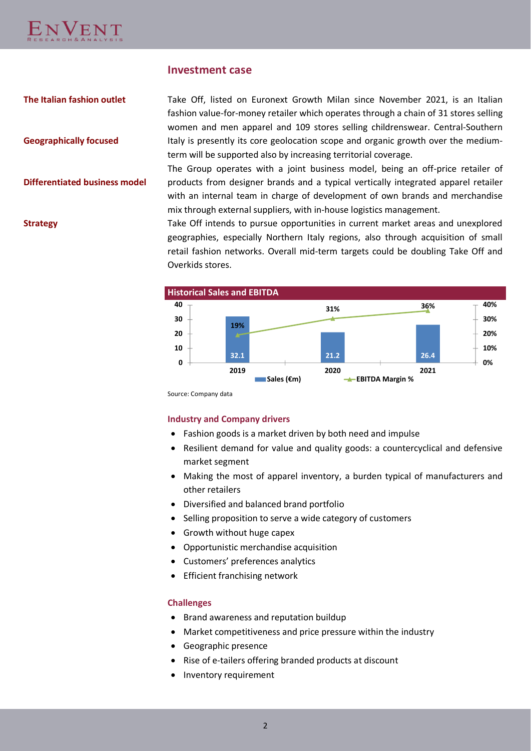## Investment case

**The Italian fashion outlet**

**Geographically focused**

Take Off, listed on Euronext Growth Milan since November 2021, is an Italian fashion value-for-money retailer which operates through a chain of 31 stores selling women and men apparel and 109 stores selling childrenswear. Central-Southern Italy is presently its core geolocation scope and organic growth over the medium-term will be supported also by increasing territorial coverage.

**Differentiated business model**

The Group operates with a joint business model, being an off-price retailer of products from designer brands and a typical vertically integrated apparel retailer with an internal team in charge of development of own brands and merchandise mix through external suppliers, with in-house logistics management.

**Strategy**

Take Off intends to pursue opportunities in current market areas and unexplored geographies, especially Northern Italy regions, also through acquisition of small retail fashion networks. Overall mid-term targets could be doubling Take Off and Overkids stores.

**Historical Sales and EBITDA**

| | 2019 | 2020 | 2021 |
|---|---|---|---|
| Sales (€m) | 32.1 | 21.2 | 26.4 |
| EBITDA Margin % | 19% | 31% | 36% |

Source: Company data

### Industry and Company drivers

- Fashion goods is a market driven by both need and impulse
- Resilient demand for value and quality goods: a countercyclical and defensive market segment
- Making the most of apparel inventory, a burden typical of manufacturers and other retailers
- Diversified and balanced brand portfolio
- Selling proposition to serve a wide category of customers
- Growth without huge capex
- Opportunistic merchandise acquisition
- Customers' preferences analytics
- Efficient franchising network

### Challenges

- Brand awareness and reputation buildup
- Market competitiveness and price pressure within the industry
- Geographic presence
- Rise of e-tailers offering branded products at discount
- Inventory requirement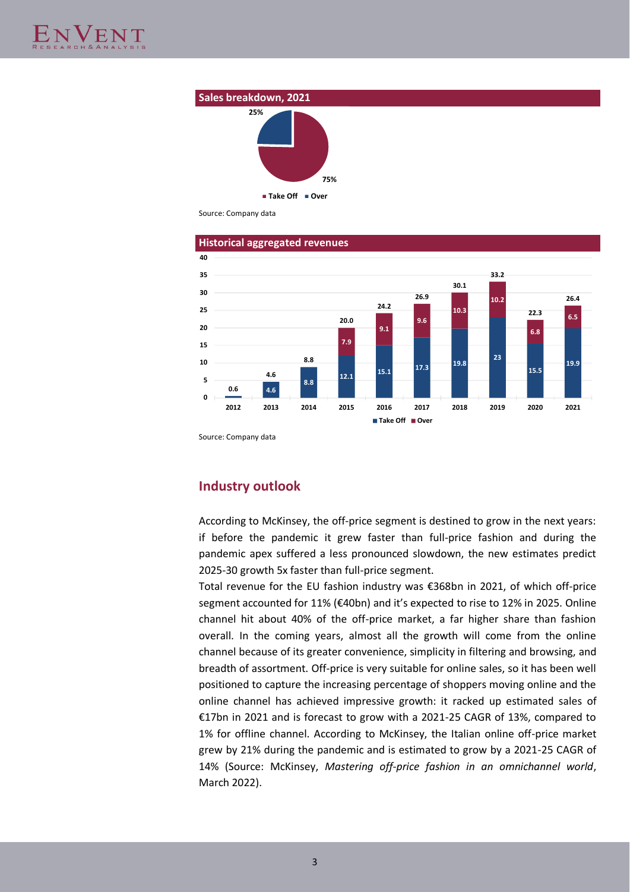**Sales breakdown, 2021**

| Segment | Share |
| --- | --- |
| Take Off | 75% |
| Over | 25% |

Source: Company data

**Historical aggregated revenues**

| Year | Take Off | Over | Total |
| --- | --- | --- | --- |
| 2012 | | | 0.6 |
| 2013 | 4.6 | | 4.6 |
| 2014 | 8.8 | | 8.8 |
| 2015 | 12.1 | 7.9 | 20.0 |
| 2016 | 15.1 | 9.1 | 24.2 |
| 2017 | 17.3 | 9.6 | 26.9 |
| 2018 | 19.8 | 10.3 | 30.1 |
| 2019 | 23 | 10.2 | 33.2 |
| 2020 | 15.5 | 6.8 | 22.3 |
| 2021 | 19.9 | 6.5 | 26.4 |

Source: Company data

## Industry outlook

According to McKinsey, the off-price segment is destined to grow in the next years: if before the pandemic it grew faster than full-price fashion and during the pandemic apex suffered a less pronounced slowdown, the new estimates predict 2025-30 growth 5x faster than full-price segment.

Total revenue for the EU fashion industry was €368bn in 2021, of which off-price segment accounted for 11% (€40bn) and it's expected to rise to 12% in 2025. Online channel hit about 40% of the off-price market, a far higher share than fashion overall. In the coming years, almost all the growth will come from the online channel because of its greater convenience, simplicity in filtering and browsing, and breadth of assortment. Off-price is very suitable for online sales, so it has been well positioned to capture the increasing percentage of shoppers moving online and the online channel has achieved impressive growth: it racked up estimated sales of €17bn in 2021 and is forecast to grow with a 2021-25 CAGR of 13%, compared to 1% for offline channel. According to McKinsey, the Italian online off-price market grew by 21% during the pandemic and is estimated to grow by a 2021-25 CAGR of 14% (Source: McKinsey, *Mastering off-price fashion in an omnichannel world*, March 2022).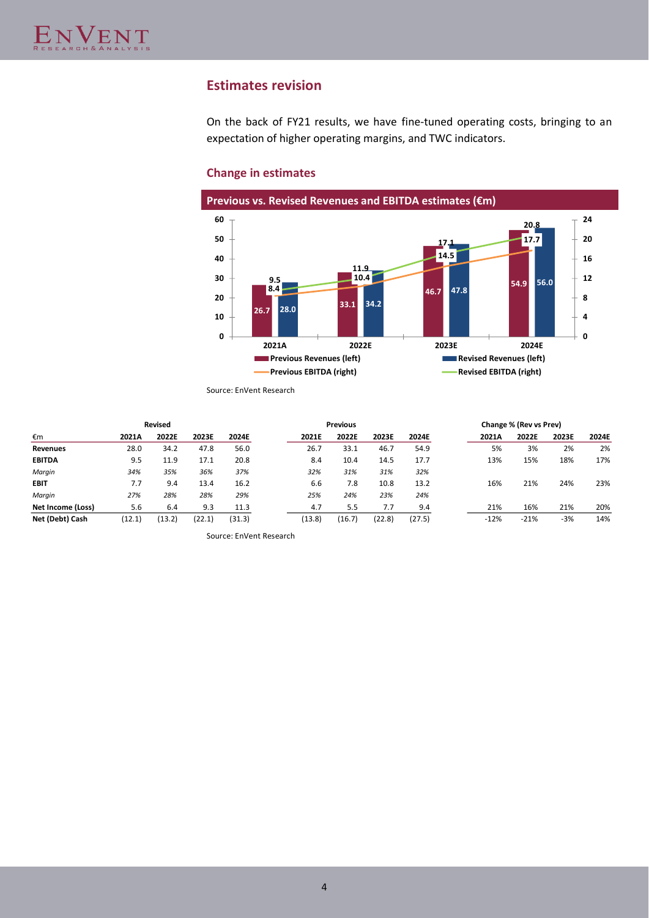## Estimates revision

On the back of FY21 results, we have fine-tuned operating costs, bringing to an expectation of higher operating margins, and TWC indicators.

### Change in estimates

**Previous vs. Revised Revenues and EBITDA estimates (€m)**

| | 2021A | 2022E | 2023E | 2024E |
|---|---|---|---|---|
| Previous Revenues (left) | 26.7 | 33.1 | 46.7 | 54.9 |
| Revised Revenues (left) | 28.0 | 34.2 | 47.8 | 56.0 |
| Previous EBITDA (right) | 8.4 | 10.4 | 14.5 | 17.7 |
| Revised EBITDA (right) | 9.5 | 11.9 | 17.1 | 20.8 |

Source: EnVent Research

| | Revised | | | | Previous | | | | Change % (Rev vs Prev) | | | |
|---|---|---|---|---|---|---|---|---|---|---|---|---|
| €m | 2021A | 2022E | 2023E | 2024E | 2021E | 2022E | 2023E | 2024E | 2021A | 2022E | 2023E | 2024E |
| **Revenues** | 28.0 | 34.2 | 47.8 | 56.0 | 26.7 | 33.1 | 46.7 | 54.9 | 5% | 3% | 2% | 2% |
| **EBITDA** | 9.5 | 11.9 | 17.1 | 20.8 | 8.4 | 10.4 | 14.5 | 17.7 | 13% | 15% | 18% | 17% |
| *Margin* | *34%* | *35%* | *36%* | *37%* | *32%* | *31%* | *31%* | *32%* | | | | |
| **EBIT** | 7.7 | 9.4 | 13.4 | 16.2 | 6.6 | 7.8 | 10.8 | 13.2 | 16% | 21% | 24% | 23% |
| *Margin* | *27%* | *28%* | *28%* | *29%* | *25%* | *24%* | *23%* | *24%* | | | | |
| **Net Income (Loss)** | 5.6 | 6.4 | 9.3 | 11.3 | 4.7 | 5.5 | 7.7 | 9.4 | 21% | 16% | 21% | 20% |
| **Net (Debt) Cash** | (12.1) | (13.2) | (22.1) | (31.3) | (13.8) | (16.7) | (22.8) | (27.5) | -12% | -21% | -3% | 14% |

Source: EnVent Research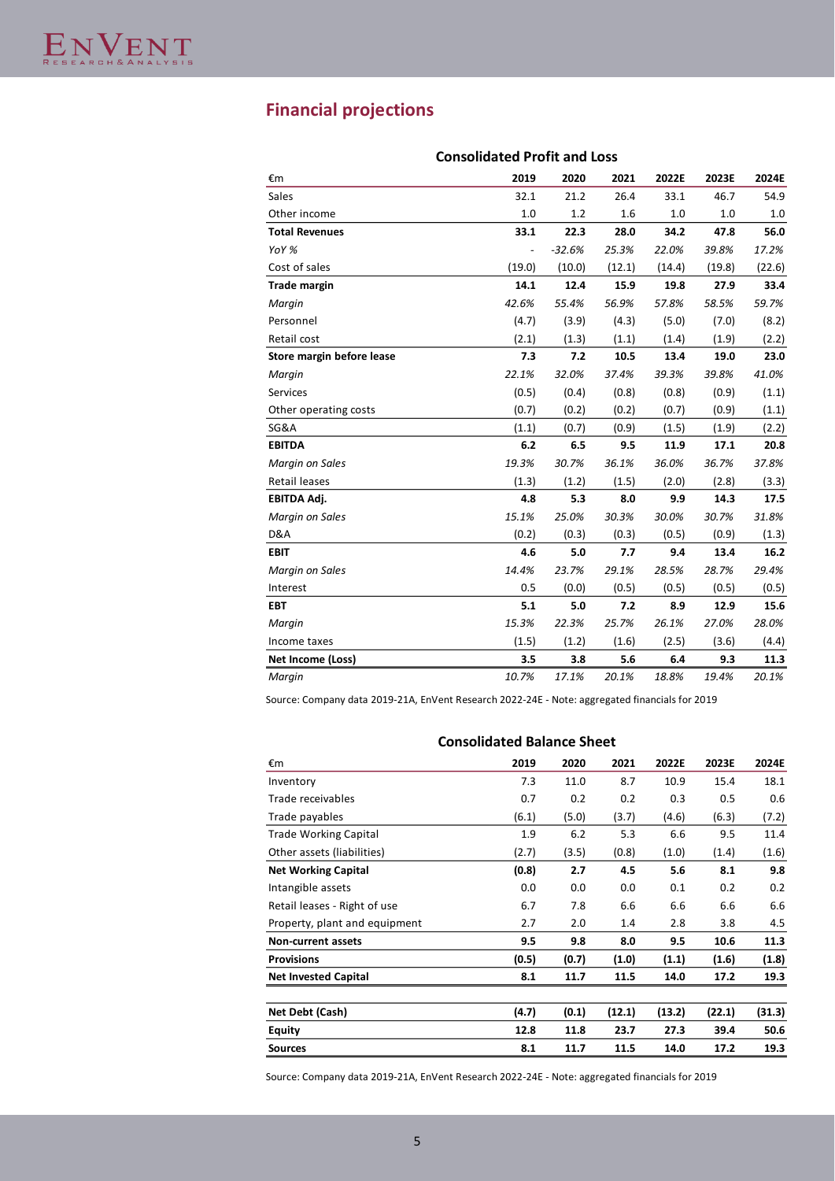## Financial projections

**Consolidated Profit and Loss**

| €m | 2019 | 2020 | 2021 | 2022E | 2023E | 2024E |
|---|---|---|---|---|---|---|
| Sales | 32.1 | 21.2 | 26.4 | 33.1 | 46.7 | 54.9 |
| Other income | 1.0 | 1.2 | 1.6 | 1.0 | 1.0 | 1.0 |
| **Total Revenues** | **33.1** | **22.3** | **28.0** | **34.2** | **47.8** | **56.0** |
| *YoY %* | - | *-32.6%* | *25.3%* | *22.0%* | *39.8%* | *17.2%* |
| Cost of sales | (19.0) | (10.0) | (12.1) | (14.4) | (19.8) | (22.6) |
| **Trade margin** | **14.1** | **12.4** | **15.9** | **19.8** | **27.9** | **33.4** |
| *Margin* | *42.6%* | *55.4%* | *56.9%* | *57.8%* | *58.5%* | *59.7%* |
| Personnel | (4.7) | (3.9) | (4.3) | (5.0) | (7.0) | (8.2) |
| Retail cost | (2.1) | (1.3) | (1.1) | (1.4) | (1.9) | (2.2) |
| **Store margin before lease** | **7.3** | **7.2** | **10.5** | **13.4** | **19.0** | **23.0** |
| *Margin* | *22.1%* | *32.0%* | *37.4%* | *39.3%* | *39.8%* | *41.0%* |
| Services | (0.5) | (0.4) | (0.8) | (0.8) | (0.9) | (1.1) |
| Other operating costs | (0.7) | (0.2) | (0.2) | (0.7) | (0.9) | (1.1) |
| SG&A | (1.1) | (0.7) | (0.9) | (1.5) | (1.9) | (2.2) |
| **EBITDA** | **6.2** | **6.5** | **9.5** | **11.9** | **17.1** | **20.8** |
| *Margin on Sales* | *19.3%* | *30.7%* | *36.1%* | *36.0%* | *36.7%* | *37.8%* |
| Retail leases | (1.3) | (1.2) | (1.5) | (2.0) | (2.8) | (3.3) |
| **EBITDA Adj.** | **4.8** | **5.3** | **8.0** | **9.9** | **14.3** | **17.5** |
| *Margin on Sales* | *15.1%* | *25.0%* | *30.3%* | *30.0%* | *30.7%* | *31.8%* |
| D&A | (0.2) | (0.3) | (0.3) | (0.5) | (0.9) | (1.3) |
| **EBIT** | **4.6** | **5.0** | **7.7** | **9.4** | **13.4** | **16.2** |
| *Margin on Sales* | *14.4%* | *23.7%* | *29.1%* | *28.5%* | *28.7%* | *29.4%* |
| Interest | 0.5 | (0.0) | (0.5) | (0.5) | (0.5) | (0.5) |
| **EBT** | **5.1** | **5.0** | **7.2** | **8.9** | **12.9** | **15.6** |
| *Margin* | *15.3%* | *22.3%* | *25.7%* | *26.1%* | *27.0%* | *28.0%* |
| Income taxes | (1.5) | (1.2) | (1.6) | (2.5) | (3.6) | (4.4) |
| **Net Income (Loss)** | **3.5** | **3.8** | **5.6** | **6.4** | **9.3** | **11.3** |
| *Margin* | *10.7%* | *17.1%* | *20.1%* | *18.8%* | *19.4%* | *20.1%* |

Source: Company data 2019-21A, EnVent Research 2022-24E - Note: aggregated financials for 2019

**Consolidated Balance Sheet**

| €m | 2019 | 2020 | 2021 | 2022E | 2023E | 2024E |
|---|---|---|---|---|---|---|
| Inventory | 7.3 | 11.0 | 8.7 | 10.9 | 15.4 | 18.1 |
| Trade receivables | 0.7 | 0.2 | 0.2 | 0.3 | 0.5 | 0.6 |
| Trade payables | (6.1) | (5.0) | (3.7) | (4.6) | (6.3) | (7.2) |
| Trade Working Capital | 1.9 | 6.2 | 5.3 | 6.6 | 9.5 | 11.4 |
| Other assets (liabilities) | (2.7) | (3.5) | (0.8) | (1.0) | (1.4) | (1.6) |
| **Net Working Capital** | **(0.8)** | **2.7** | **4.5** | **5.6** | **8.1** | **9.8** |
| Intangible assets | 0.0 | 0.0 | 0.0 | 0.1 | 0.2 | 0.2 |
| Retail leases - Right of use | 6.7 | 7.8 | 6.6 | 6.6 | 6.6 | 6.6 |
| Property, plant and equipment | 2.7 | 2.0 | 1.4 | 2.8 | 3.8 | 4.5 |
| **Non-current assets** | **9.5** | **9.8** | **8.0** | **9.5** | **10.6** | **11.3** |
| **Provisions** | **(0.5)** | **(0.7)** | **(1.0)** | **(1.1)** | **(1.6)** | **(1.8)** |
| **Net Invested Capital** | **8.1** | **11.7** | **11.5** | **14.0** | **17.2** | **19.3** |
| | | | | | | |
| **Net Debt (Cash)** | **(4.7)** | **(0.1)** | **(12.1)** | **(13.2)** | **(22.1)** | **(31.3)** |
| **Equity** | **12.8** | **11.8** | **23.7** | **27.3** | **39.4** | **50.6** |
| **Sources** | **8.1** | **11.7** | **11.5** | **14.0** | **17.2** | **19.3** |

Source: Company data 2019-21A, EnVent Research 2022-24E - Note: aggregated financials for 2019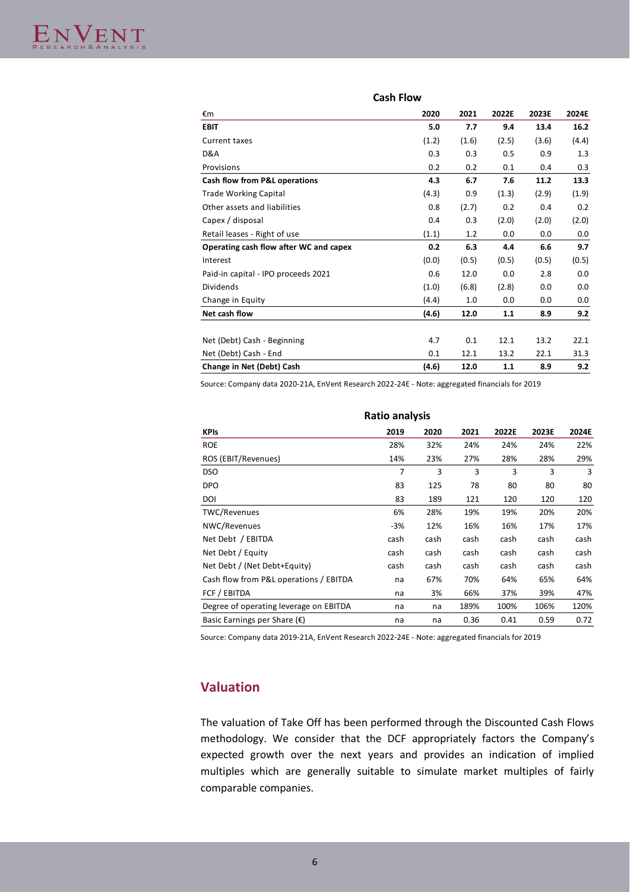**Cash Flow**

| €m | 2020 | 2021 | 2022E | 2023E | 2024E |
|---|---|---|---|---|---|
| **EBIT** | **5.0** | **7.7** | **9.4** | **13.4** | **16.2** |
| Current taxes | (1.2) | (1.6) | (2.5) | (3.6) | (4.4) |
| D&A | 0.3 | 0.3 | 0.5 | 0.9 | 1.3 |
| Provisions | 0.2 | 0.2 | 0.1 | 0.4 | 0.3 |
| **Cash flow from P&L operations** | **4.3** | **6.7** | **7.6** | **11.2** | **13.3** |
| Trade Working Capital | (4.3) | 0.9 | (1.3) | (2.9) | (1.9) |
| Other assets and liabilities | 0.8 | (2.7) | 0.2 | 0.4 | 0.2 |
| Capex / disposal | 0.4 | 0.3 | (2.0) | (2.0) | (2.0) |
| Retail leases - Right of use | (1.1) | 1.2 | 0.0 | 0.0 | 0.0 |
| **Operating cash flow after WC and capex** | **0.2** | **6.3** | **4.4** | **6.6** | **9.7** |
| Interest | (0.0) | (0.5) | (0.5) | (0.5) | (0.5) |
| Paid-in capital - IPO proceeds 2021 | 0.6 | 12.0 | 0.0 | 2.8 | 0.0 |
| Dividends | (1.0) | (6.8) | (2.8) | 0.0 | 0.0 |
| Change in Equity | (4.4) | 1.0 | 0.0 | 0.0 | 0.0 |
| **Net cash flow** | **(4.6)** | **12.0** | **1.1** | **8.9** | **9.2** |
| | | | | | |
| Net (Debt) Cash - Beginning | 4.7 | 0.1 | 12.1 | 13.2 | 22.1 |
| Net (Debt) Cash - End | 0.1 | 12.1 | 13.2 | 22.1 | 31.3 |
| **Change in Net (Debt) Cash** | **(4.6)** | **12.0** | **1.1** | **8.9** | **9.2** |

Source: Company data 2020-21A, EnVent Research 2022-24E - Note: aggregated financials for 2019

**Ratio analysis**

| KPIs | 2019 | 2020 | 2021 | 2022E | 2023E | 2024E |
|---|---|---|---|---|---|---|
| ROE | 28% | 32% | 24% | 24% | 24% | 22% |
| ROS (EBIT/Revenues) | 14% | 23% | 27% | 28% | 28% | 29% |
| DSO | 7 | 3 | 3 | 3 | 3 | 3 |
| DPO | 83 | 125 | 78 | 80 | 80 | 80 |
| DOI | 83 | 189 | 121 | 120 | 120 | 120 |
| TWC/Revenues | 6% | 28% | 19% | 19% | 20% | 20% |
| NWC/Revenues | -3% | 12% | 16% | 16% | 17% | 17% |
| Net Debt / EBITDA | cash | cash | cash | cash | cash | cash |
| Net Debt / Equity | cash | cash | cash | cash | cash | cash |
| Net Debt / (Net Debt+Equity) | cash | cash | cash | cash | cash | cash |
| Cash flow from P&L operations / EBITDA | na | 67% | 70% | 64% | 65% | 64% |
| FCF / EBITDA | na | 3% | 66% | 37% | 39% | 47% |
| Degree of operating leverage on EBITDA | na | na | 189% | 100% | 106% | 120% |
| Basic Earnings per Share (€) | na | na | 0.36 | 0.41 | 0.59 | 0.72 |

Source: Company data 2019-21A, EnVent Research 2022-24E - Note: aggregated financials for 2019

## Valuation

The valuation of Take Off has been performed through the Discounted Cash Flows methodology. We consider that the DCF appropriately factors the Company's expected growth over the next years and provides an indication of implied multiples which are generally suitable to simulate market multiples of fairly comparable companies.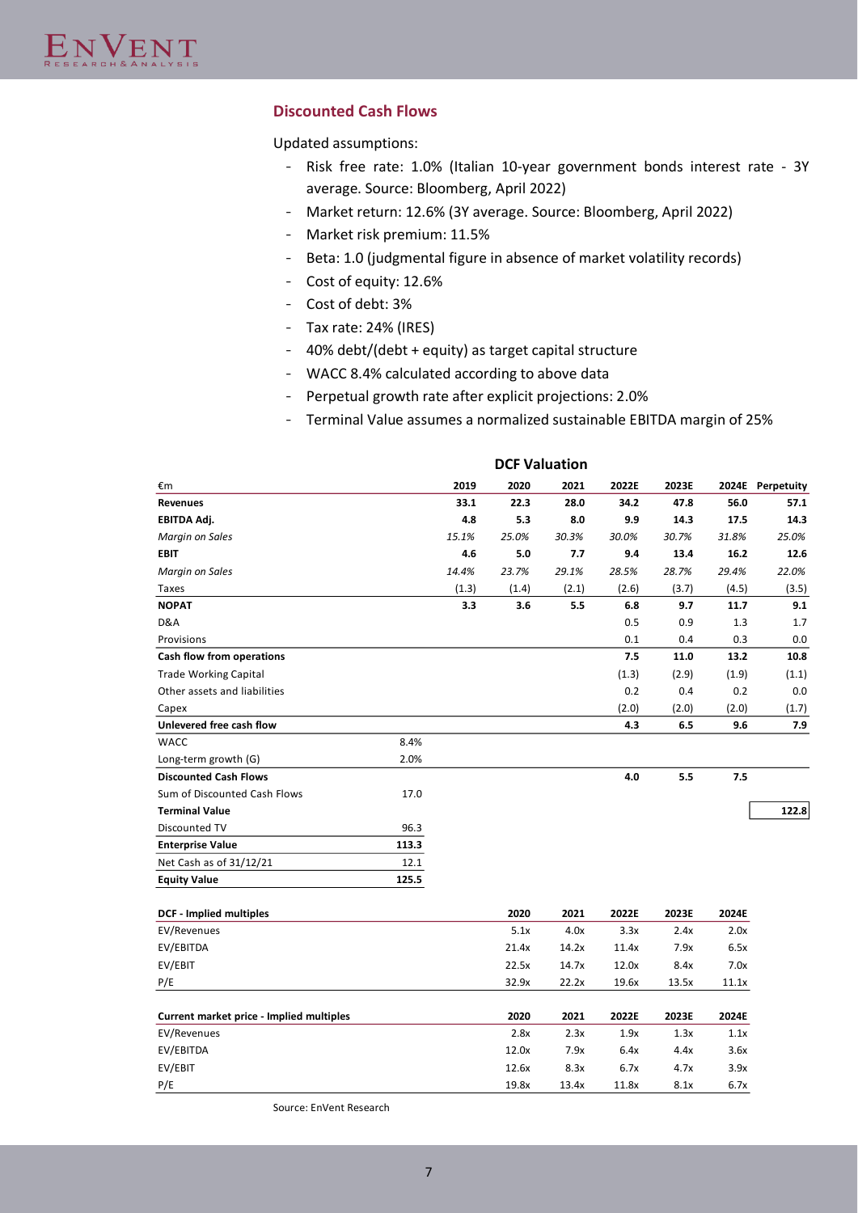## Discounted Cash Flows

Updated assumptions:

- Risk free rate: 1.0% (Italian 10-year government bonds interest rate - 3Y average. Source: Bloomberg, April 2022)
- Market return: 12.6% (3Y average. Source: Bloomberg, April 2022)
- Market risk premium: 11.5%
- Beta: 1.0 (judgmental figure in absence of market volatility records)
- Cost of equity: 12.6%
- Cost of debt: 3%
- Tax rate: 24% (IRES)
- 40% debt/(debt + equity) as target capital structure
- WACC 8.4% calculated according to above data
- Perpetual growth rate after explicit projections: 2.0%
- Terminal Value assumes a normalized sustainable EBITDA margin of 25%

**DCF Valuation**

| €m | | 2019 | 2020 | 2021 | 2022E | 2023E | 2024E | Perpetuity |
|---|---|---|---|---|---|---|---|---|
| **Revenues** | | **33.1** | **22.3** | **28.0** | **34.2** | **47.8** | **56.0** | **57.1** |
| **EBITDA Adj.** | | **4.8** | **5.3** | **8.0** | **9.9** | **14.3** | **17.5** | **14.3** |
| *Margin on Sales* | | *15.1%* | *25.0%* | *30.3%* | *30.0%* | *30.7%* | *31.8%* | *25.0%* |
| **EBIT** | | **4.6** | **5.0** | **7.7** | **9.4** | **13.4** | **16.2** | **12.6** |
| *Margin on Sales* | | *14.4%* | *23.7%* | *29.1%* | *28.5%* | *28.7%* | *29.4%* | *22.0%* |
| Taxes | | (1.3) | (1.4) | (2.1) | (2.6) | (3.7) | (4.5) | (3.5) |
| **NOPAT** | | **3.3** | **3.6** | **5.5** | **6.8** | **9.7** | **11.7** | **9.1** |
| D&A | | | | | 0.5 | 0.9 | 1.3 | 1.7 |
| Provisions | | | | | 0.1 | 0.4 | 0.3 | 0.0 |
| **Cash flow from operations** | | | | | **7.5** | **11.0** | **13.2** | **10.8** |
| Trade Working Capital | | | | | (1.3) | (2.9) | (1.9) | (1.1) |
| Other assets and liabilities | | | | | 0.2 | 0.4 | 0.2 | 0.0 |
| Capex | | | | | (2.0) | (2.0) | (2.0) | (1.7) |
| **Unlevered free cash flow** | | | | | **4.3** | **6.5** | **9.6** | **7.9** |
| WACC | 8.4% | | | | | | | |
| Long-term growth (G) | 2.0% | | | | | | | |
| **Discounted Cash Flows** | | | | | **4.0** | **5.5** | **7.5** | |
| Sum of Discounted Cash Flows | 17.0 | | | | | | | |
| **Terminal Value** | | | | | | | | **122.8** |
| Discounted TV | 96.3 | | | | | | | |
| **Enterprise Value** | **113.3** | | | | | | | |
| Net Cash as of 31/12/21 | 12.1 | | | | | | | |
| **Equity Value** | **125.5** | | | | | | | |

| **DCF - Implied multiples** | 2020 | 2021 | 2022E | 2023E | 2024E |
|---|---|---|---|---|---|
| EV/Revenues | 5.1x | 4.0x | 3.3x | 2.4x | 2.0x |
| EV/EBITDA | 21.4x | 14.2x | 11.4x | 7.9x | 6.5x |
| EV/EBIT | 22.5x | 14.7x | 12.0x | 8.4x | 7.0x |
| P/E | 32.9x | 22.2x | 19.6x | 13.5x | 11.1x |

| **Current market price - Implied multiples** | 2020 | 2021 | 2022E | 2023E | 2024E |
|---|---|---|---|---|---|
| EV/Revenues | 2.8x | 2.3x | 1.9x | 1.3x | 1.1x |
| EV/EBITDA | 12.0x | 7.9x | 6.4x | 4.4x | 3.6x |
| EV/EBIT | 12.6x | 8.3x | 6.7x | 4.7x | 3.9x |
| P/E | 19.8x | 13.4x | 11.8x | 8.1x | 6.7x |

Source: EnVent Research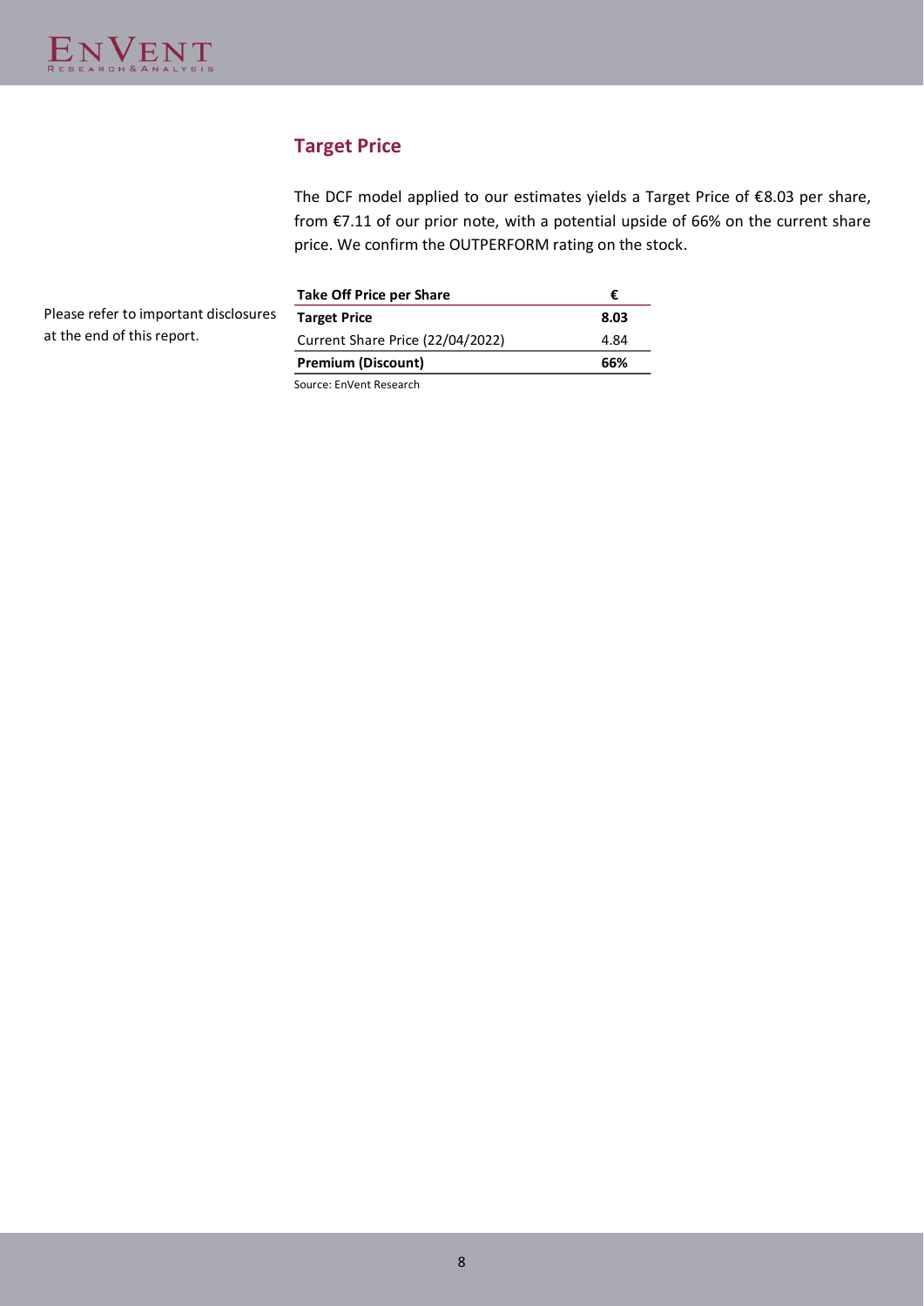## Target Price

The DCF model applied to our estimates yields a Target Price of €8.03 per share, from €7.11 of our prior note, with a potential upside of 66% on the current share price. We confirm the OUTPERFORM rating on the stock.

Please refer to important disclosures at the end of this report.

| **Take Off Price per Share** | **€** |
|---|---|
| **Target Price** | **8.03** |
| Current Share Price (22/04/2022) | 4.84 |
| **Premium (Discount)** | **66%** |

Source: EnVent Research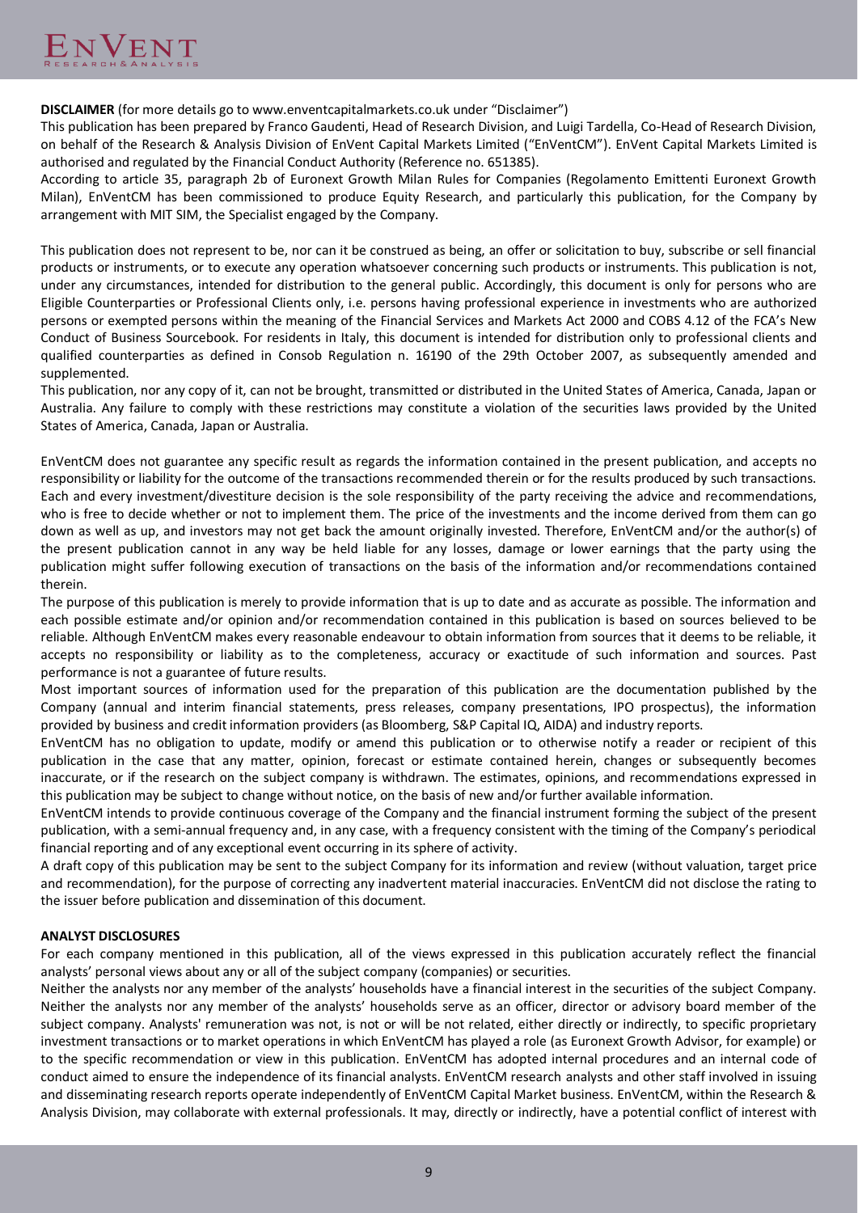**DISCLAIMER** (for more details go to www.enventcapitalmarkets.co.uk under "Disclaimer")

This publication has been prepared by Franco Gaudenti, Head of Research Division, and Luigi Tardella, Co-Head of Research Division, on behalf of the Research & Analysis Division of EnVent Capital Markets Limited ("EnVentCM"). EnVent Capital Markets Limited is authorised and regulated by the Financial Conduct Authority (Reference no. 651385).

According to article 35, paragraph 2b of Euronext Growth Milan Rules for Companies (Regolamento Emittenti Euronext Growth Milan), EnVentCM has been commissioned to produce Equity Research, and particularly this publication, for the Company by arrangement with MIT SIM, the Specialist engaged by the Company.

This publication does not represent to be, nor can it be construed as being, an offer or solicitation to buy, subscribe or sell financial products or instruments, or to execute any operation whatsoever concerning such products or instruments. This publication is not, under any circumstances, intended for distribution to the general public. Accordingly, this document is only for persons who are Eligible Counterparties or Professional Clients only, i.e. persons having professional experience in investments who are authorized persons or exempted persons within the meaning of the Financial Services and Markets Act 2000 and COBS 4.12 of the FCA's New Conduct of Business Sourcebook. For residents in Italy, this document is intended for distribution only to professional clients and qualified counterparties as defined in Consob Regulation n. 16190 of the 29th October 2007, as subsequently amended and supplemented.

This publication, nor any copy of it, can not be brought, transmitted or distributed in the United States of America, Canada, Japan or Australia. Any failure to comply with these restrictions may constitute a violation of the securities laws provided by the United States of America, Canada, Japan or Australia.

EnVentCM does not guarantee any specific result as regards the information contained in the present publication, and accepts no responsibility or liability for the outcome of the transactions recommended therein or for the results produced by such transactions. Each and every investment/divestiture decision is the sole responsibility of the party receiving the advice and recommendations, who is free to decide whether or not to implement them. The price of the investments and the income derived from them can go down as well as up, and investors may not get back the amount originally invested. Therefore, EnVentCM and/or the author(s) of the present publication cannot in any way be held liable for any losses, damage or lower earnings that the party using the publication might suffer following execution of transactions on the basis of the information and/or recommendations contained therein.

The purpose of this publication is merely to provide information that is up to date and as accurate as possible. The information and each possible estimate and/or opinion and/or recommendation contained in this publication is based on sources believed to be reliable. Although EnVentCM makes every reasonable endeavour to obtain information from sources that it deems to be reliable, it accepts no responsibility or liability as to the completeness, accuracy or exactitude of such information and sources. Past performance is not a guarantee of future results.

Most important sources of information used for the preparation of this publication are the documentation published by the Company (annual and interim financial statements, press releases, company presentations, IPO prospectus), the information provided by business and credit information providers (as Bloomberg, S&P Capital IQ, AIDA) and industry reports.

EnVentCM has no obligation to update, modify or amend this publication or to otherwise notify a reader or recipient of this publication in the case that any matter, opinion, forecast or estimate contained herein, changes or subsequently becomes inaccurate, or if the research on the subject company is withdrawn. The estimates, opinions, and recommendations expressed in this publication may be subject to change without notice, on the basis of new and/or further available information.

EnVentCM intends to provide continuous coverage of the Company and the financial instrument forming the subject of the present publication, with a semi-annual frequency and, in any case, with a frequency consistent with the timing of the Company's periodical financial reporting and of any exceptional event occurring in its sphere of activity.

A draft copy of this publication may be sent to the subject Company for its information and review (without valuation, target price and recommendation), for the purpose of correcting any inadvertent material inaccuracies. EnVentCM did not disclose the rating to the issuer before publication and dissemination of this document.

**ANALYST DISCLOSURES**

For each company mentioned in this publication, all of the views expressed in this publication accurately reflect the financial analysts' personal views about any or all of the subject company (companies) or securities.

Neither the analysts nor any member of the analysts' households have a financial interest in the securities of the subject Company. Neither the analysts nor any member of the analysts' households serve as an officer, director or advisory board member of the subject company. Analysts' remuneration was not, is not or will be not related, either directly or indirectly, to specific proprietary investment transactions or to market operations in which EnVentCM has played a role (as Euronext Growth Advisor, for example) or to the specific recommendation or view in this publication. EnVentCM has adopted internal procedures and an internal code of conduct aimed to ensure the independence of its financial analysts. EnVentCM research analysts and other staff involved in issuing and disseminating research reports operate independently of EnVentCM Capital Market business. EnVentCM, within the Research & Analysis Division, may collaborate with external professionals. It may, directly or indirectly, have a potential conflict of interest with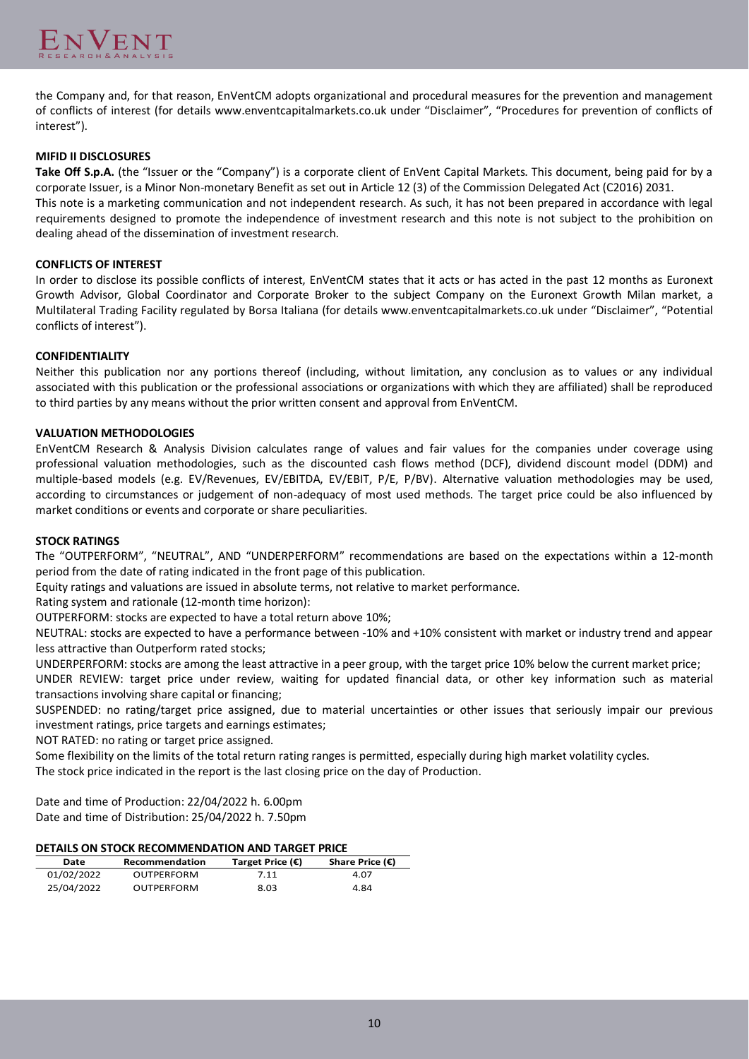the Company and, for that reason, EnVentCM adopts organizational and procedural measures for the prevention and management of conflicts of interest (for details www.enventcapitalmarkets.co.uk under "Disclaimer", "Procedures for prevention of conflicts of interest").

**MIFID II DISCLOSURES**

**Take Off S.p.A.** (the "Issuer or the "Company") is a corporate client of EnVent Capital Markets. This document, being paid for by a corporate Issuer, is a Minor Non-monetary Benefit as set out in Article 12 (3) of the Commission Delegated Act (C2016) 2031.
This note is a marketing communication and not independent research. As such, it has not been prepared in accordance with legal requirements designed to promote the independence of investment research and this note is not subject to the prohibition on dealing ahead of the dissemination of investment research.

**CONFLICTS OF INTEREST**

In order to disclose its possible conflicts of interest, EnVentCM states that it acts or has acted in the past 12 months as Euronext Growth Advisor, Global Coordinator and Corporate Broker to the subject Company on the Euronext Growth Milan market, a Multilateral Trading Facility regulated by Borsa Italiana (for details www.enventcapitalmarkets.co.uk under "Disclaimer", "Potential conflicts of interest").

**CONFIDENTIALITY**

Neither this publication nor any portions thereof (including, without limitation, any conclusion as to values or any individual associated with this publication or the professional associations or organizations with which they are affiliated) shall be reproduced to third parties by any means without the prior written consent and approval from EnVentCM.

**VALUATION METHODOLOGIES**

EnVentCM Research & Analysis Division calculates range of values and fair values for the companies under coverage using professional valuation methodologies, such as the discounted cash flows method (DCF), dividend discount model (DDM) and multiple-based models (e.g. EV/Revenues, EV/EBITDA, EV/EBIT, P/E, P/BV). Alternative valuation methodologies may be used, according to circumstances or judgement of non-adequacy of most used methods. The target price could be also influenced by market conditions or events and corporate or share peculiarities.

**STOCK RATINGS**

The "OUTPERFORM", "NEUTRAL", AND "UNDERPERFORM" recommendations are based on the expectations within a 12-month period from the date of rating indicated in the front page of this publication.
Equity ratings and valuations are issued in absolute terms, not relative to market performance.
Rating system and rationale (12-month time horizon):
OUTPERFORM: stocks are expected to have a total return above 10%;
NEUTRAL: stocks are expected to have a performance between -10% and +10% consistent with market or industry trend and appear less attractive than Outperform rated stocks;
UNDERPERFORM: stocks are among the least attractive in a peer group, with the target price 10% below the current market price;
UNDER REVIEW: target price under review, waiting for updated financial data, or other key information such as material transactions involving share capital or financing;
SUSPENDED: no rating/target price assigned, due to material uncertainties or other issues that seriously impair our previous investment ratings, price targets and earnings estimates;
NOT RATED: no rating or target price assigned.
Some flexibility on the limits of the total return rating ranges is permitted, especially during high market volatility cycles.
The stock price indicated in the report is the last closing price on the day of Production.

Date and time of Production: 22/04/2022 h. 6.00pm
Date and time of Distribution: 25/04/2022 h. 7.50pm

**DETAILS ON STOCK RECOMMENDATION AND TARGET PRICE**

| Date | Recommendation | Target Price (€) | Share Price (€) |
|---|---|---|---|
| 01/02/2022 | OUTPERFORM | 7.11 | 4.07 |
| 25/04/2022 | OUTPERFORM | 8.03 | 4.84 |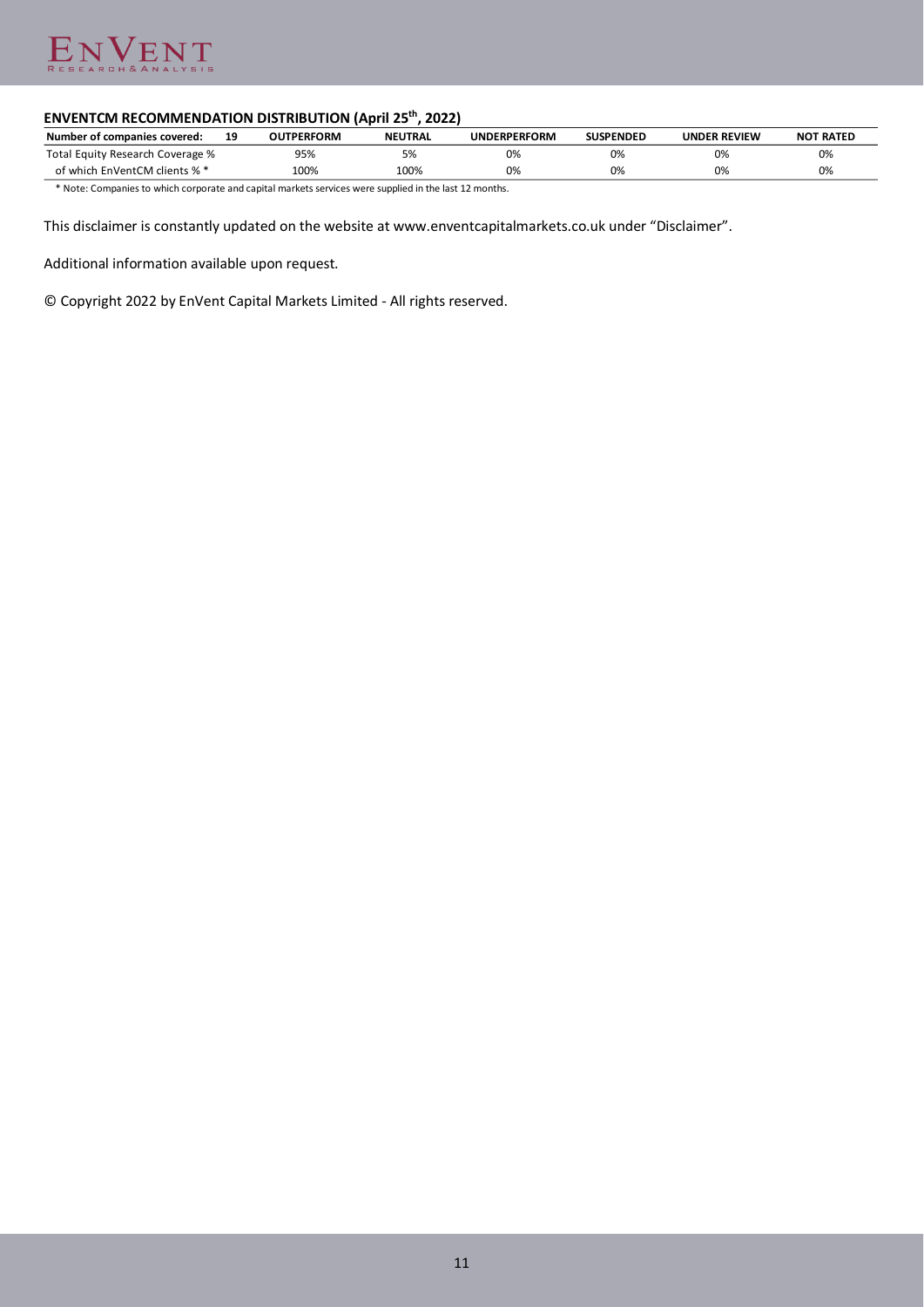## ENVENTCM RECOMMENDATION DISTRIBUTION (April 25th, 2022)

| Number of companies covered: 19 | OUTPERFORM | NEUTRAL | UNDERPERFORM | SUSPENDED | UNDER REVIEW | NOT RATED |
|---|---|---|---|---|---|---|
| Total Equity Research Coverage % | 95% | 5% | 0% | 0% | 0% | 0% |
| of which EnVentCM clients % * | 100% | 100% | 0% | 0% | 0% | 0% |

* Note: Companies to which corporate and capital markets services were supplied in the last 12 months.

This disclaimer is constantly updated on the website at www.enventcapitalmarkets.co.uk under "Disclaimer".

Additional information available upon request.

© Copyright 2022 by EnVent Capital Markets Limited - All rights reserved.